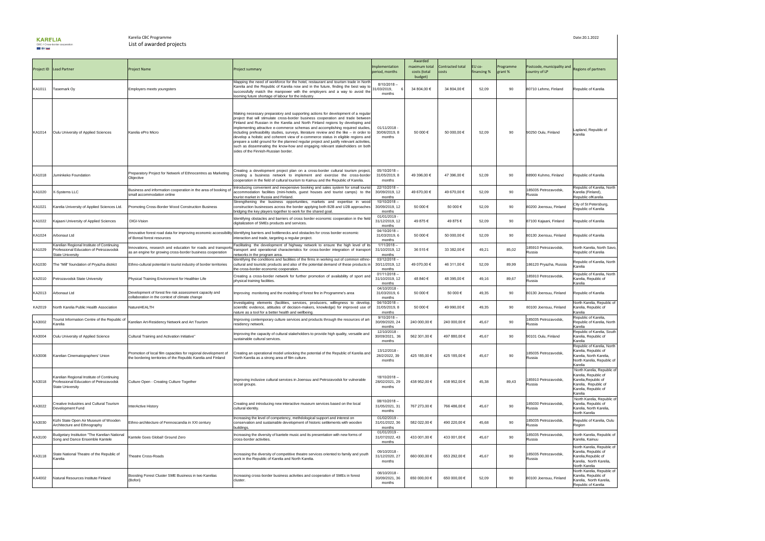Karelia CBC Programme
List of awarded projects

Date:20.1.2022

| Project ID | Lead Partner | Project Name | Project summary | Implementation period, months | Awarded maximum total costs (total budget) | Contracted total costs | EU co-financing % | Programme grant % | Postcode, municipality and country of LP | Regions of partners |
|---|---|---|---|---|---|---|---|---|---|---|
| KA1011 | Tasemark Oy | Employers meets youngsters | Mapping the need of workforce for the hotel, restaurant and tourism trade in North Karelia and the Republic of Karelia now and in the future, finding the best way to successfully match the manpower with the employers and a way to avoid the looming future shortage of labour for the industry. | 8/10/2018 – 31/03/2019, 6 months | 34 804,00 € | 34 804,00 € | 52,09 | 90 | 80710 Lehmo, Finland | Republic of Karelia |
| KA1014 | Oulu University of Applied Sciences | Karelia ePro Micro | Making necessary preparatory and supporting actions for development of a regular project that will stimulate cross-border business cooperation and trade between Finland and Russian in the Karelia and North Finland regions by developing and implementing attractive e-commerce schemas and accomplishing required studies, including prefeasibility studies, surveys, literature review and the like – in order to develop a holistic and coherent view of e-commerce status in eligible regions and prepare a solid ground for the planned regular project and justify relevant activities, such as disseminating the know-how and engaging relevant stakeholders on both sides of the Finnish-Russian border. | 01/11/2018 - 30/06/2019, 8 months | 50 000 € | 50 000,00 € | 52,09 | 90 | 90250 Oulu, Finland | Lapland, Republic of Karelia |
| KA1018 | Juminkeko Foundation | Preparatory Project for Network of Ethnocentres as Marketing Objective | Creating a development project plan on a cross-border cultural tourism project, creating a business network to implement and exercise the cross-border cooperation in the field of cultural tourism to Kainuu and the Republic of Karelia. | 05/10/2018 – 31/05/2019, 8 months | 49 396,00 € | 47 396,00 € | 52,09 | 90 | 88900 Kuhmo, Finland | Republic of Karelia |
| KA1020 | X-Systems LLC | Business and information cooperation in the area of booking of small accommodation online | Introducing convenient and inexpensive booking and sales system for small tourist accommodation facilities (mini-hotels, guest houses and tourist camps) to the tourist market in Russia and Finland. | 22/10/2018 – 30/09/2019, 12 months | 49 670,00 € | 49 670,00 € | 52,09 | 90 | 185035 Petrozavodsk, Russia | Republic of Karelia, North Karelia (Finland), Republic ofKarelia |
| KA1021 | Karelia University of Applied Sciences Ltd. | Promoting Cross-Border Wood Construction Business | Strengthening the business opportunities, markets and expertise in wood construction businesses across the border applying both B2B and U2B approaches bridging the key players together to work for the shared goal. | 10/10/2018 – 30/09/2019, 12 months | 50 000 € | 50 000 € | 52,09 | 90 | 80200 Joensuu, Finland | City of St Petersburg, Republic of Karelia |
| KA1022 | Kajaani University of Applied Sciences | DIGI-Vision | Identifying obstacles and barriers of cross border economic cooperation in the field digitalization of SMEs products and services. | 01/01/2019 - 31/12/2019, 12 months | 49 875 € | 49 875 € | 52,09 | 90 | 87100 Kajaani, Finland | Republic of Karelia |
| KA1024 | Arbonaut Ltd | Innovative forest road data for improving economic accessibility of Boreal forest resources | Identifying barriers and bottlenecks and obstacles for cross border economic interaction and trade, targeting a regular project. | 04/10/2018 – 31/03/2019, 6 months | 50 000 € | 50 000,00 € | 52,09 | 90 | 80130 Joensuu, Finland | Republic of Karelia |
| KA1029 | Karelian Regional Institute of Continuing Professional Education of Petrozavodsk State University | Innovations, research and education for roads and transports as an engine for growing cross-border business cooperation | Facilitating the development of highway network to ensure the high level of its transport and operational characteristics for cross-border integration of transport networks in the program area. | 1/11/2018 – 31/10/2019, 12 months | 36 515 € | 33 382,00 € | 49,21 | 85,02 | 185910 Petrozavodsk, Russia | North Karelia, North Savo, Republic of Karelia |
| KA1030 | The "Mill" foundation of Pryazha district | Ethno-cultural potential in tourist industry of border territories | Identifying the conditions and facilities of the firms in working out of common ethno-cultural and touristic products and also of the potential demand of these products in the cross-border economic cooperation. | 03/12/2018 – 30/11/2019, 12 months | 49 070,00 € | 46 311,00 € | 52,09 | 89,99 | 186120 Pryazha, Russia | Republic of Karelia, North Karelia |
| KA2010 | Petrozavodsk State University | Physical Training Environment for Healthier Life | Creating a cross-border network for further promotion of availability of sport and physical training facilities. | 01/11/2018 – 31/10/2019, 12 months | 48 840 € | 48 395,00 € | 49,16 | 89,67 | 185910 Petrozavodsk, Russia | Republic of Karelia, North Karelia, Republic of Karelia |
| KA2013 | Arbonaut Ltd | Development of forest fire risk assessment capacity and collaboration in the context of climate change | Improving monitoring and the modeling of forest fire in Programme's area | 04/10/2018 - 31/03/2019, 6 months | 50 000 € | 50 000 € | 49,35 | 90 | 80130 Joensuu, Finland | Republic of Karelia |
| KA2019 | North Karelia Public Health Association | NatureHEALTH | Investigating elements (facilities, services, producers, willingness to develop, scientific evidence, attitudes of decision-makers, knowledge) for improved use of nature as a tool for a better health and wellbeing. | 04/10/2018 – 31/05/2019, 8 months | 50 000 € | 49 990,00 € | 49,35 | 90 | 80100 Joensuu, Finland | North Karelia, Republic of Karelia, Republic of Karelia |
| KA3002 | Tourist Information Centre of the Republic of Karelia | Karelian Art-Residency Network and Art Tourism | Improving contemporary culture services and products through the resources of art-residency network. | 9/10/2018 – 30/09/2020, 24 months | 240 000,00 € | 240 000,00 € | 45,67 | 90 | 185035 Petrozavodsk, Russia | Republic of Karelia, Republic of Karelia, North Karelia |
| KA3004 | Oulu University of Applied Science | Cultural Training and Activation Initiative" | Improving the capacity of cultural stakeholders to provide high quality, versatile and sustainable cultural services. | 12/10/2018 - 30/09/2021, 36 months | 562 301,00 € | 497 880,00 € | 45,67 | 90 | 90101 Oulu, Finland | Republic of Karelia, South Karelia, Republic of Karelia |
| KA3008 | Karelian Cinematographers' Union | Promotion of local film capacities for regional development of the bordering territories of the Republic Karelia and Finland | Creating an operational model unlocking the potential of the Republic of Karelia and North Karelia as a strong area of film culture. | 13/12/2018 - 28/2/2022, 39 months | 425 185,00 € | 425 185,00 € | 45,67 | 90 | 185035 Petrozavodsk, Russia | Republic of Karelia, North Karelia, Republic of Karelia, North Karelia, North Karelia, Republic of Karelia |
| KA3018 | Karelian Regional Institute of Continuing Professional Education of Petrozavodsk State University | Culture Open - Creating Culture Together | Improving inclusive cultural services in Joensuu and Petrozavodsk for vulnerable social groups. | 18/10/2018 – 28/02/2021, 29 months | 438 952,00 € | 438 952,00 € | 45,38 | 89,43 | 185910 Petrozavodsk, Russia | North Karelia, Republic of Karelia, Republic of Karelia,Republic of Karelia, Republic of Karelia, Republic of Karelia |
| KA3022 | Creative Industries and Cultural Tourism Development Fund | InterActive History | Creating and introducing new interactive museum services based on the local cultural identity. | 08/10/2018 – 31/05/2021, 31 months | 767 273,00 € | 766 486,00 € | 45,67 | 90 | 185030 Petrozavodsk, Russia | North Karelia, Republic of Karelia, Republic of Karelia, North Karelia, North Karelia |
| KA3030 | Kizhi State Open Air Museum of Wooden Architecture and Ethnography | Ethno-architecture of Fennoscandia in XXI century | Increasing the level of competency, methdological support and interest on conservation and sustainable development of historic settlements with wooden buildings. | 01/02/2019 - 31/01/2022, 36 months | 582 022,00 € | 490 220,00 € | 45,68 | 90 | 185035 Petrozavodsk, Russia | Republic of Karelia, Oulu Region |
| KA3100 | Budgetary Institution "The Karelian National Song and Dance Ensemble Kantele | Kantele Goes Global! Ground Zero | Increasing the diversity of kantele music and its presentation with new forms of cross-border activities. | 01/01/2019 - 31/07/2022, 43 months | 433 001,00 € | 433 001,00 € | 45,67 | 90 | 185035 Petrozavodsk, Russia | North Karelia, Republic of Karelia, Kainuu |
| KA3118 | State National Theatre of the Republic of Karelia | Theatre Cross-Roads | Increasing the diversity of competitive theatre services oriented to family and youth work in the Republic of Karelia and North Karelia. | 09/10/2018 - 31/12/2020, 27 months | 660 000,00 € | 653 292,00 € | 45,67 | 90 | 185035 Petrozavodsk, Russia | North Karelia, Republic of Karelia, Republic of Karelia,Republic of Karelia, North Karelia, North Karelia |
| KA4002 | Natural Resources Institute Finland | Boosting Forest Cluster SME Business in two Karelias (Bofori) | Increasing cross-border business activities and cooperation of SMEs in forest cluster. | 08/10/2018 - 30/09/2021, 36 months | 650 000,00 € | 650 000,00 € | 52,09 | 90 | 80100 Joensuu, Finland | North Karelia, Republic of Karelia, Republic of Karelia, North Karelia, Republic of Karelia |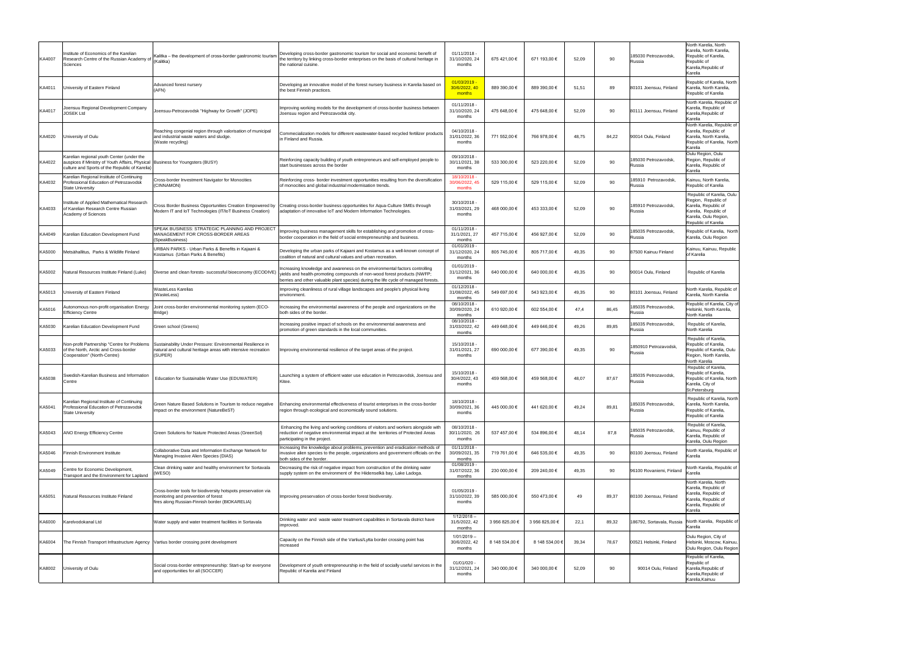| KA4007 | Institute of Economics of the Karelian Research Centre of the Russian Academy of Sciences | Kalitka – the development of cross-border gastronomic tourism (Kalitka) | Developing cross-border gastronomic tourism for social and economic benefit of the territory by linking cross-border enterprises on the basis of cultural heritage in the national cuisine. | 01/11/2018 - 31/10/2020, 24 months | 675 421,00 € | 671 193,00 € | 52,09 | 90 | 185030 Petrozavodsk, Russia | North Karelia, North Karelia, North Karelia, Republic of Karelia, Republic of Karelia,Republic of Karelia |
|---|---|---|---|---|---|---|---|---|---|---|
| KA4011 | University of Eastern Finland | Advanced forest nursery (AFN) | Developing an innovative model of the forest nursery business in Karelia based on the best Finnish practices. | 01/03/2019 - 30/6/2022, 40 months | 889 390,00 € | 889 390,00 € | 51,51 | 89 | 80101 Joensuu, Finland | Republic of Karelia, North Karelia, North Karelia, Republic of Karelia |
| KA4017 | Joensuu Regional Development Company JOSEK Ltd | Joensuu-Petrozavodsk "Highway for Growth" (JOPE) | Improving working models for the development of cross-border business between Joensuu region and Petrozavodsk city. | 01/11/2018 - 31/10/2020, 24 months | 475 648,00 € | 475 648,00 € | 52,09 | 90 | 80111 Joensuu, Finland | North Karelia, Republic of Karelia, Republic of Karelia,Republic of Karelia |
| KA4020 | University of Oulu | Reaching congenial region through valorisation of municipal and industrial waste waters and sludge. (Waste recycling) | Commecialization models for different wastewater-based recycled fertilizer products in Finland and Russia. | 04/10/2018 - 31/01/2022, 36 months | 771 552,00 € | 766 978,00 € | 48,75 | 84,22 | 90014 Oulu, Finland | North Karelia, Republic of Karelia, Republic of Karelia, North Karelia, Republic of Karelia, North Karelia |
| KA4022 | Karelian regional youth Center (under the auspices if Ministry of Youth Affairs, Physical culture and Sports of the Republic of Karelia) | Business for Youngsters (BUSY) | Reinforcing capacity building of youth entrepreneurs and self-employed people to start businesses across the border | 09/10/2018 - 30/11/2021, 38 months | 533 300,00 € | 523 220,00 € | 52,09 | 90 | 185030 Petrozavodsk, Russia | Oulu Region, Oulu Region, Republic of Karelia, Republic of Karelia |
| KA4032 | Karelian Regional Institute of Continuing Professional Education of Petrozavodsk State University | Cross-border Investment Navigator for Monocities (CINNAMON) | Reinforcing cross- border investment opportunities resulting from the diversification of monocities and global industrial modernisation trends. | 18/10/2018 - 30/06/2022, 45 months | 529 115,00 € | 529 115,00 € | 52,09 | 90 | 185910 Petrozavodsk, Russia | Kainuu, North Karelia, Republic of Karelia |
| KA4033 | Institute of Applied Mathematical Research of Karelian Research Centre Russian Academy of Sciences | Cross Border Business Opportunities Creation Empowered by Modern IT and IoT Technologies (IT/IoT Business Creation) | Creating cross-border business opportunities for Aqua-Culture SMEs through adaptation of innovative IoT and Modern Information Technologies. | 30/10/2018 - 31/03/2021, 29 months | 468 000,00 € | 453 333,00 € | 52,09 | 90 | 185910 Petrozavodsk, Russia | Republic of Karelia, Oulu Region, Republic of Karelia, Republic of Karelia, Republic of Karelia, Oulu Region, Republic of Karelia |
| KA4049 | Karelian Education Development Fund | SPEAK BUSINESS: STRATEGIC PLANNING AND PROJECT MANAGEMENT FOR CROSS-BORDER AREAS (SpeakBusiness) | Improving business management skills for establishing and promotion of cross-border cooperation in the field of social entrepreneurship and business. | 01/11/2018 - 31/1/2021, 27 months | 457 715,00 € | 456 927,00 € | 52,09 | 90 | 185035 Petrozavodsk, Russia | Republic of Karelia, North Karelia, Oulu Region |
| KA5000 | Metsähallitus, Parks & Wildlife Finland | URBAN PARKS - Urban Parks & Benefits in Kajaani & Kostamus (Urban Parks & Benefits) | Developing the urban parks of Kajaani and Kostamus as a well-known concept of coalition of natural and cultural values and urban recreation. | 01/01/2019 - 31/12/2020, 24 months | 805 745,00 € | 805 717,00 € | 49,35 | 90 | 87500 Kainuu Finland | Kainuu, Kainuu, Republic of Karelia |
| KA5002 | Natural Resources Institute Finland (Luke) | Diverse and clean forests- successful bioeconomy (ECODIVE) | Increasing knowledge and awareness on the environmental factors controlling yields and health-promoting compounds of non-wood forest products (NWFP; berries and other valuable plant species) during the life cycle of managed forests. | 01/01/2019 - 31/12/2021, 36 months | 640 000,00 € | 640 000,00 € | 49,35 | 90 | 90014 Oulu, Finland | Republic of Karelia |
| KA5013 | University of Eastern Finland | WasteLess Karelias (WasteLess) | Improving cleanliness of rural village landscapes and people's physical living environment. | 01/12/2018 - 31/08/2022, 45 months | 549 697,00 € | 543 923,00 € | 49,35 | 90 | 80101 Joensuu, Finland | North Karelia, Republic of Karelia, North Karelia |
| KA5016 | Autonomous non-profit organisation Energy Efficiency Centre | Joint cross-border environmental monitoring system (ECO-Bridge) | Increasing the environmental awareness of the people and organizations on the both sides of the border. | 08/10/2018 - 30/09/2020, 24 months | 610 920,00 € | 602 554,00 € | 47,4 | 86,45 | 185035 Petrozavodsk, Russia | Republic of Karelia, City of Helsinki, North Karelia, North Karelia |
| KA5030 | Karelian Education Development Fund | Green school (Greens) | Increasing positive impact of schools on the environmental awareness and promotion of green standards in the local communities. | 08/10/2018 - 31/03/2022, 42 months | 449 648,00 € | 449 646,00 € | 49,26 | 89,85 | 185035 Petrozavodsk, Russia | Republic of Karelia, North Karelia |
| KA5033 | Non-profit Partnership "Centre for Problems of the North, Arctic and Cross-border Cooperation" (North-Centre) | Sustainability Under Pressure: Environmental Resilience in natural and cultural heritage areas with intensive recreation (SUPER) | Improving environmental resilience of the target areas of the project. | 15/10/2018 - 31/01/2021, 27 months | 690 000,00 € | 677 390,00 € | 49,35 | 90 | 1850910 Petrozavodsk, Russia | Republic of Karelia, Republic of Karelia, Republic of Karelia, Oulu Region, North Karelia, North Karelia |
| KA5038 | Swedish-Karelian Business and Information Centre | Education for Sustainable Water Use (EDUWATER) | Launching a system of efficient water use education in Petrozavodsk, Joensuu and Kitee. | 15/10/2018 - 30/4/2022, 43 months | 459 568,00 € | 459 568,00 € | 48,07 | 87,67 | 185035 Petrozavodsk, Russia | Republic of Karelia, Republic of Karelia, Republic of Karelia, North Karelia, City of St.Petersburg |
| KA5041 | Karelian Regional Institute of Continuing Professional Education of Petrozavodsk State University | Green Nature Based Solutions in Tourism to reduce negative impact on the environment (NatureBeST) | Enhancing environmental effectiveness of tourist enterprises in the cross-border region through ecological and economically sound solutions. | 18/10/2018 - 30/09/2021, 36 months | 445 000,00 € | 441 620,00 € | 49,24 | 89,81 | 185035 Petrozavodsk, Russia | Republic of Karelia, North Karelia, North Karelia, Republic of Karelia, Republic of Karelia |
| KA5043 | ANO Energy Efficiency Centre | Green Solutions for Nature Protected Areas (GreenSol) | Enhancing the living and working conditions of visitors and workers alongside with reduction of negative environmental impact at the territories of Protected Areas participating in the project. | 08/10/2018 - 30/11/2020, 26 months | 537 457,00 € | 534 896,00 € | 48,14 | 87,8 | 185035 Petrozavodsk, Russia | Republic of Karelia, Kainuu, Republic of Karelia, Republic of Karelia, Oulu Region |
| KA5046 | Finnish Environment Institute | Collaborative Data and Information Exchange Network for Managing Invasive Alien Species (DIAS) | Increasing the knowledge about problems, prevention and eradication methods of invasive alien species to the people, organizations and government officials on the both sides of the border. | 01/11/2018 - 30/09/2021, 35 months | 719 761,00 € | 646 535,00 € | 49,35 | 90 | 80100 Joensuu, Finland | North Karelia, Republic of Karelia |
| KA5049 | Centre for Economic Development, Transport and the Environment for Lapland | Clean drinking water and healthy environment for Sortavala (WESO) | Decreasing the risk of negative impact from construction of the drinking water supply system on the environment of the Hiidenselkä bay, Lake Ladoga. | 01/08/2019 - 31/07/2022, 36 months | 230 000,00 € | 209 240,00 € | 49,35 | 90 | 96100 Rovaniemi, Finland | North Karelia, Republic of Karelia |
| KA5051 | Natural Resources Institute Finland | Cross-border tools for biodiversity hotspots preservation via monitoring and prevention of forest fires along Russian-Finnish border (BIOKARELIA) | Improving preservation of cross-border forest biodiversity. | 01/05/2019 - 31/10/2022, 39 months | 585 000,00 € | 550 473,00 € | 49 | 89,37 | 80100 Joensuu, Finland | North Karelia, North Karelia, Republic of Karelia, Republic of Karelia, Republic of Karelia, Republic of Karelia |
| KA6000 | Karelvodokanal Ltd | Water supply and water treatment facilities in Sortavala | Drinking water and waste water treatment capabilities in Sortavala district have improved. | 1/12/2018 – 31/5/2022, 42 months | 3 956 825,00 € | 3 956 825,00 € | 22,1 | 89,32 | 186792, Sortavala, Russia | North Karelia, Republic of Karelia |
| KA6004 | The Finnish Transport Infrastructure Agency | Vartius border crossing point development | Capacity on the Finnish side of the Vartius/Lytta border crossing point has increased | 1/01/2019 – 30/6/2022, 42 months | 8 148 534,00 € | 8 148 534,00 € | 39,34 | 78,67 | 00521 Helsinki, Finland | Oulu Region, City of Helsinki, Moscow, Kainuu, Oulu Region, Oulu Region |
| KA8002 | University of Oulu | Social cross-border entrepreneurship: Start-up for everyone and opportunities for all (SOCCER) | Development of youth entrepreneurship in the field of socially useful services in the Republic of Karelia and Finland | 01/01/020 - 31/12/2021, 24 months | 340 000,00 € | 340 000,00 € | 52,09 | 90 | 90014 Oulu, Finland | Republic of Karelia, Republic of Karelia,Republic of Karelia,Republic of Karelia,Kainuu |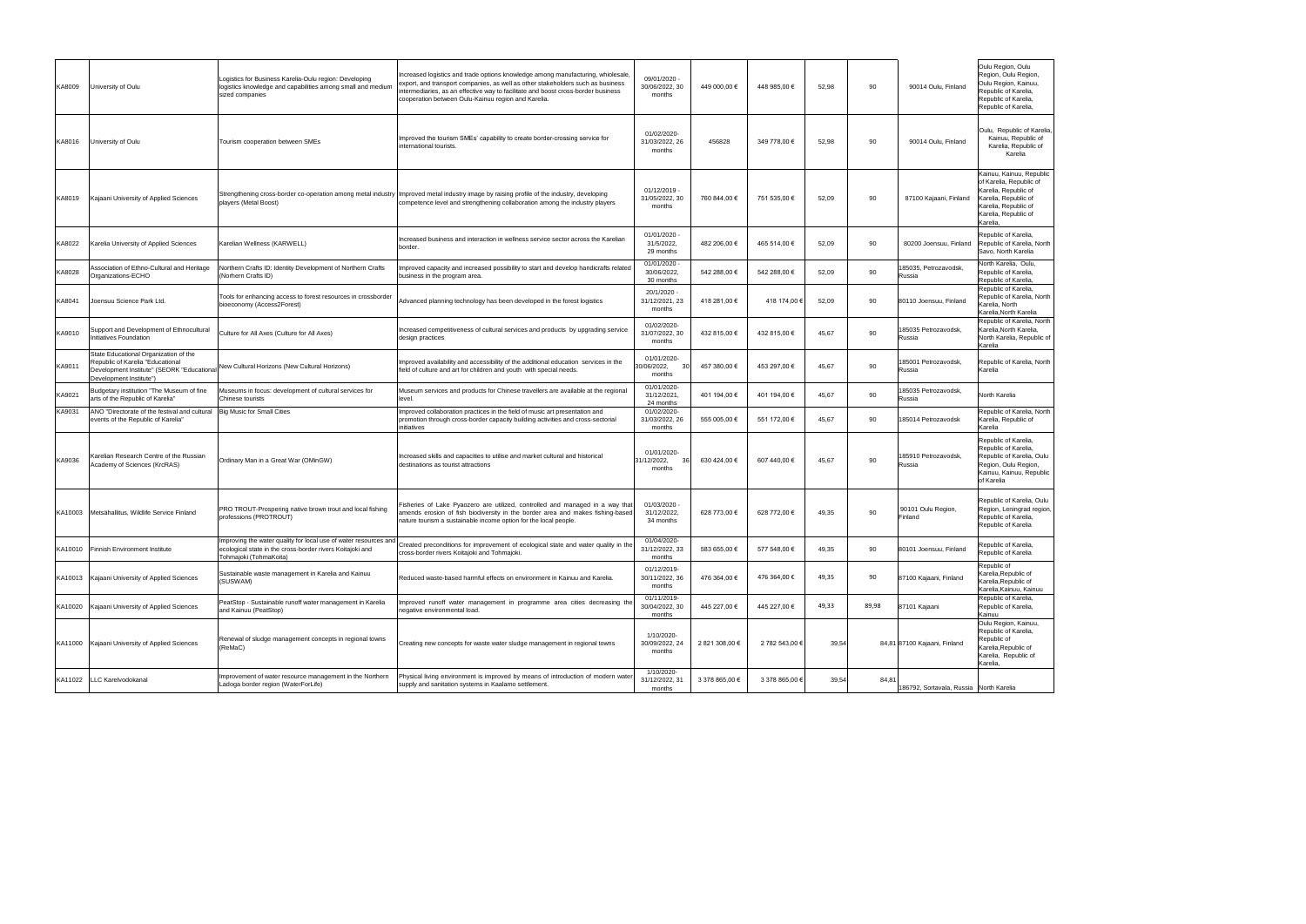| | | | | | | | | | | |
|---|---|---|---|---|---|---|---|---|---|---|
| KA8009 | University of Oulu | Logistics for Business Karelia-Oulu region: Developing logistics knowledge and capabilities among small and medium sized companies | Increased logistics and trade options knowledge among manufacturing, wholesale, export, and transport companies, as well as other stakeholders such as business intermediaries, as an effective way to facilitate and boost cross-border business cooperation between Oulu-Kainuu region and Karelia. | 09/01/2020 - 30/06/2022, 30 months | 449 000,00 € | 448 985,00 € | 52,98 | 90 | 90014 Oulu, Finland | Oulu Region, Oulu Region, Oulu Region, Kainuu, Republic of Karelia, Republic of Karelia, Republic of Karelia, |
| KA8016 | University of Oulu | Tourism cooperation between SMEs | Improved the tourism SMEs' capability to create border-crossing service for international tourists. | 01/02/2020-31/03/2022, 26 months | 456828 | 349 778,00 € | 52,98 | 90 | 90014 Oulu, Finland | Oulu, Republic of Karelia, Kainuu, Republic of Karelia, Republic of Karelia |
| KA8019 | Kajaani University of Applied Sciences | Strengthening cross-border co-operation among metal industry players (Metal Boost) | Improved metal industry image by raising profile of the industry, developing competence level and strengthening collaboration among the industry players | 01/12/2019 - 31/05/2022, 30 months | 760 844,00 € | 751 535,00 € | 52,09 | 90 | 87100 Kajaani, Finland | Kainuu, Kainuu, Republic of Karelia, Republic of Karelia, Republic of Karelia, Republic of Karelia, Republic of Karelia, Republic of Karelia, |
| KA8022 | Karelia University of Applied Sciences | Karelian Wellness (KARWELL) | Increased business and interaction in wellness service sector across the Karelian border. | 01/01/2020 - 31/5/2022, 29 months | 482 206,00 € | 465 514,00 € | 52,09 | 90 | 80200 Joensuu, Finland | Republic of Karelia, Republic of Karelia, North Savo, North Karelia |
| KA8028 | Association of Ethno-Cultural and Heritage Organizations-ECHO | Northern Crafts ID: Identity Development of Northern Crafts (Northern Crafts ID) | Improved capacity and increased possibility to start and develop handicrafts related business in the program area. | 01/01/2020 - 30/06/2022, 30 months | 542 288,00 € | 542 288,00 € | 52,09 | 90 | 185035, Petrozavodsk, Russia | North Karelia, Oulu, Republic of Karelia, Republic of Karelia, |
| KA8041 | Joensuu Science Park Ltd. | Tools for enhancing access to forest resources in crossborder bioeconomy (Access2Forest) | Advanced planning technology has been developed in the forest logistics | 20/1/2020 - 31/12/2021, 23 months | 418 281,00 € | 418 174,00 € | 52,09 | 90 | 80110 Joensuu, Finland | Republic of Karelia, Republic of Karelia, North Karelia, North Karelia,North Karelia |
| KA9010 | Support and Development of Ethnocultural Initiatives Foundation | Culture for All Axes (Culture for All Axes) | Increased competitiveness of cultural services and products by upgrading service design practices | 01/02/2020-31/07/2022, 30 months | 432 815,00 € | 432 815,00 € | 45,67 | 90 | 185035 Petrozavodsk, Russia | Republic of Karelia, North Karelia,North Karelia, North Karelia, Republic of Karelia |
| KA9011 | State Educational Organization of the Republic of Karelia "Educational Development Institute" (SEORK "Educational Development Institute") | New Cultural Horizons (New Cultural Horizons) | Improved availability and accessibility of the additional education services in the field of culture and art for children and youth with special needs. | 01/01/2020-30/06/2022, 30 months | 457 380,00 € | 453 297,00 € | 45,67 | 90 | 185001 Petrozavodsk, Russia | Republic of Karelia, North Karelia |
| KA9021 | Budgetary institution "The Museum of fine arts of the Republic of Karelia" | Museums in focus: development of cultural services for Chinese tourists | Museum services and products for Chinese travellers are available at the regional level. | 01/01/2020-31/12/2021, 24 months | 401 194,00 € | 401 194,00 € | 45,67 | 90 | 185035 Petrozavodsk, Russia | North Karelia |
| KA9031 | ANO "Directorate of the festival and cultural events of the Republic of Karelia" | Big Music for Small Cities | Improved collaboration practices in the field of music art presentation and promotion through cross-border capacity building activities and cross-sectorial initiatives | 01/02/2020-31/03/2022, 26 months | 555 005,00 € | 551 172,00 € | 45,67 | 90 | 185014 Petrozavodsk | Republic of Karelia, North Karelia, Republic of Karelia |
| KA9036 | Karelian Research Centre of the Russian Academy of Sciences (KrcRAS) | Ordinary Man in a Great War (OMinGW) | Increased skills and capacities to utilise and market cultural and historical destinations as tourist attractions | 01/01/2020-31/12/2022, 36 months | 630 424,00 € | 607 440,00 € | 45,67 | 90 | 185910 Petrozavodsk, Russia | Republic of Karelia, Republic of Karelia, Republic of Karelia, Oulu Region, Oulu Region, Kainuu, Kainuu, Republic of Karelia |
| KA10003 | Metsähallitus, Wildlife Service Finland | PRO TROUT-Prospering native brown trout and local fishing professions (PROTROUT) | Fisheries of Lake Pyaozero are utilized, controlled and managed in a way that amends erosion of fish biodiversity in the border area and makes fishing-based nature tourism a sustainable income option for the local people. | 01/03/2020 - 31/12/2022, 34 months | 628 773,00 € | 628 772,00 € | 49,35 | 90 | 90101 Oulu Region, Finland | Republic of Karelia, Oulu Region, Leningrad region, Republic of Karelia, Republic of Karelia |
| KA10010 | Finnish Environment Institute | Improving the water quality for local use of water resources and ecological state in the cross-border rivers Koitajoki and Tohmajoki (TohmaKoita) | Created preconditions for improvement of ecological state and water quality in the cross-border rivers Koitajoki and Tohmajoki. | 01/04/2020-31/12/2022, 33 months | 583 655,00 € | 577 548,00 € | 49,35 | 90 | 80101 Joensuu, Finland | Republic of Karelia, Republic of Karelia |
| KA10013 | Kajaani University of Applied Sciences | Sustainable waste management in Karelia and Kainuu (SUSWAM) | Reduced waste-based harmful effects on environment in Kainuu and Karelia. | 01/12/2019-30/11/2022, 36 months | 476 364,00 € | 476 364,00 € | 49,35 | 90 | 87100 Kajaani, Finland | Republic of Karelia,Republic of Karelia,Republic of Karelia,Kainuu, Kainuu |
| KA10020 | Kajaani University of Applied Sciences | PeatStop - Sustainable runoff water management in Karelia and Kainuu (PeatStop) | Improved runoff water management in programme area cities decreasing the negative environmental load. | 01/11/2019-30/04/2022, 30 months | 445 227,00 € | 445 227,00 € | 49,33 | 89,98 | 87101 Kajaani | Republic of Karelia, Republic of Karelia, Kainuu |
| KA11000 | Kajaani University of Applied Sciences | Renewal of sludge management concepts in regional towns (ReMaC) | Creating new concepts for waste water sludge management in regional towns | 1/10/2020-30/09/2022, 24 months | 2 821 308,00 € | 2 782 543,00 € | 39,54 | 84,81 | 87100 Kajaani, Finland | Oulu Region, Kainuu, Republic of Karelia, Republic of Karelia,Republic of Karelia, Republic of Karelia, |
| KA11022 | LLC Karelvodokanal | Improvement of water resource management in the Northern Ladoga border region (WaterForLife) | Physical living environment is improved by means of introduction of modern water supply and sanitation systems in Kaalamo settlement. | 1/10/2020-31/12/2022, 31 months | 3 378 865,00 € | 3 378 865,00 € | 39,54 | 84,81 | 186792, Sortavala, Russia | North Karelia |